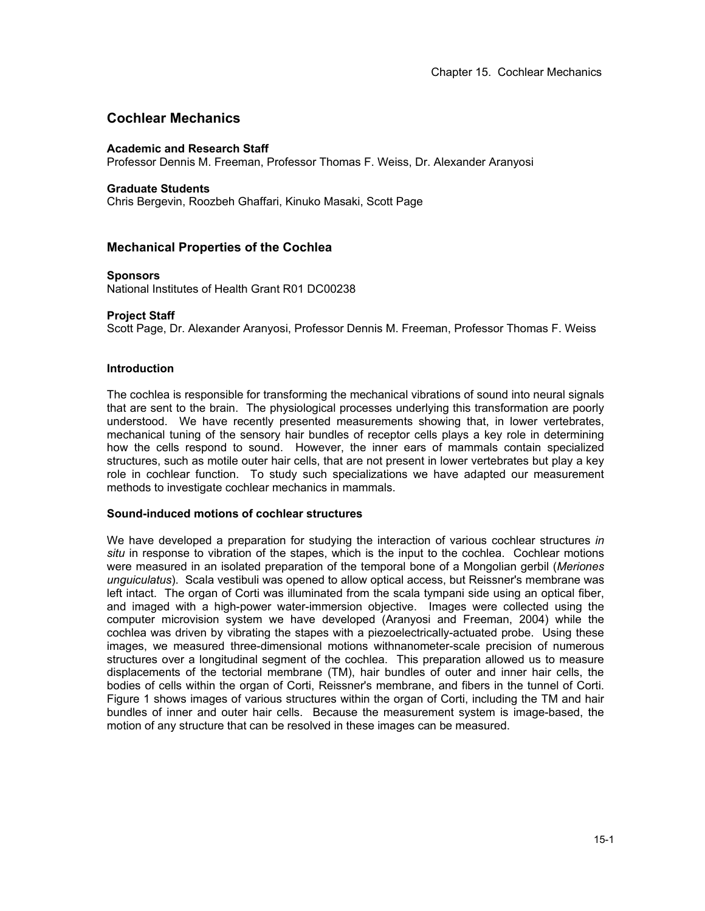# Cochlear Mechanics

**Academic and Research Staff**
Professor Dennis M. Freeman, Professor Thomas F. Weiss, Dr. Alexander Aranyosi

**Graduate Students**
Chris Bergevin, Roozbeh Ghaffari, Kinuko Masaki, Scott Page

## Mechanical Properties of the Cochlea

**Sponsors**
National Institutes of Health Grant R01 DC00238

**Project Staff**
Scott Page, Dr. Alexander Aranyosi, Professor Dennis M. Freeman, Professor Thomas F. Weiss

### Introduction

The cochlea is responsible for transforming the mechanical vibrations of sound into neural signals that are sent to the brain. The physiological processes underlying this transformation are poorly understood. We have recently presented measurements showing that, in lower vertebrates, mechanical tuning of the sensory hair bundles of receptor cells plays a key role in determining how the cells respond to sound. However, the inner ears of mammals contain specialized structures, such as motile outer hair cells, that are not present in lower vertebrates but play a key role in cochlear function. To study such specializations we have adapted our measurement methods to investigate cochlear mechanics in mammals.

### Sound-induced motions of cochlear structures

We have developed a preparation for studying the interaction of various cochlear structures *in situ* in response to vibration of the stapes, which is the input to the cochlea. Cochlear motions were measured in an isolated preparation of the temporal bone of a Mongolian gerbil (*Meriones unguiculatus*). Scala vestibuli was opened to allow optical access, but Reissner's membrane was left intact. The organ of Corti was illuminated from the scala tympani side using an optical fiber, and imaged with a high-power water-immersion objective. Images were collected using the computer microvision system we have developed (Aranyosi and Freeman, 2004) while the cochlea was driven by vibrating the stapes with a piezoelectrically-actuated probe. Using these images, we measured three-dimensional motions withnanometer-scale precision of numerous structures over a longitudinal segment of the cochlea. This preparation allowed us to measure displacements of the tectorial membrane (TM), hair bundles of outer and inner hair cells, the bodies of cells within the organ of Corti, Reissner's membrane, and fibers in the tunnel of Corti. Figure 1 shows images of various structures within the organ of Corti, including the TM and hair bundles of inner and outer hair cells. Because the measurement system is image-based, the motion of any structure that can be resolved in these images can be measured.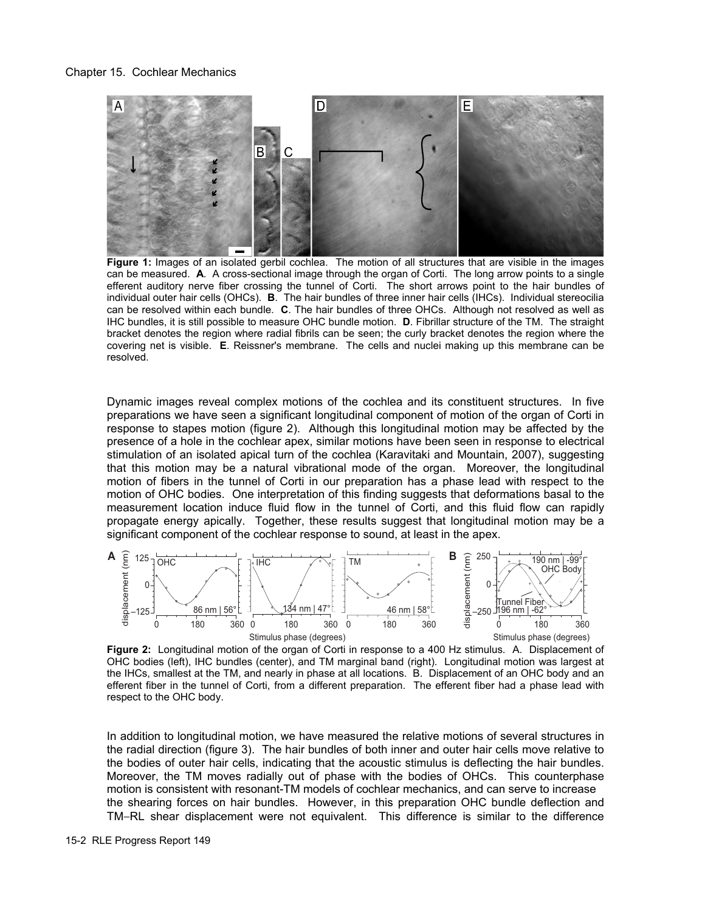**Figure 1:** Images of an isolated gerbil cochlea. The motion of all structures that are visible in the images can be measured. **A**. A cross-sectional image through the organ of Corti. The long arrow points to a single efferent auditory nerve fiber crossing the tunnel of Corti. The short arrows point to the hair bundles of individual outer hair cells (OHCs). **B**. The hair bundles of three inner hair cells (IHCs). Individual stereocilia can be resolved within each bundle. **C**. The hair bundles of three OHCs. Although not resolved as well as IHC bundles, it is still possible to measure OHC bundle motion. **D**. Fibrillar structure of the TM. The straight bracket denotes the region where radial fibrils can be seen; the curly bracket denotes the region where the covering net is visible. **E**. Reissner's membrane. The cells and nuclei making up this membrane can be resolved.

Dynamic images reveal complex motions of the cochlea and its constituent structures. In five preparations we have seen a significant longitudinal component of motion of the organ of Corti in response to stapes motion (figure 2). Although this longitudinal motion may be affected by the presence of a hole in the cochlear apex, similar motions have been seen in response to electrical stimulation of an isolated apical turn of the cochlea (Karavitaki and Mountain, 2007), suggesting that this motion may be a natural vibrational mode of the organ. Moreover, the longitudinal motion of fibers in the tunnel of Corti in our preparation has a phase lead with respect to the motion of OHC bodies. One interpretation of this finding suggests that deformations basal to the measurement location induce fluid flow in the tunnel of Corti, and this fluid flow can rapidly propagate energy apically. Together, these results suggest that longitudinal motion may be a significant component of the cochlear response to sound, at least in the apex.

**Figure 2:** Longitudinal motion of the organ of Corti in response to a 400 Hz stimulus. A. Displacement of OHC bodies (left), IHC bundles (center), and TM marginal band (right). Longitudinal motion was largest at the IHCs, smallest at the TM, and nearly in phase at all locations. B. Displacement of an OHC body and an efferent fiber in the tunnel of Corti, from a different preparation. The efferent fiber had a phase lead with respect to the OHC body.

In addition to longitudinal motion, we have measured the relative motions of several structures in the radial direction (figure 3). The hair bundles of both inner and outer hair cells move relative to the bodies of outer hair cells, indicating that the acoustic stimulus is deflecting the hair bundles. Moreover, the TM moves radially out of phase with the bodies of OHCs. This counterphase motion is consistent with resonant-TM models of cochlear mechanics, and can serve to increase the shearing forces on hair bundles. However, in this preparation OHC bundle deflection and TM–RL shear displacement were not equivalent. This difference is similar to the difference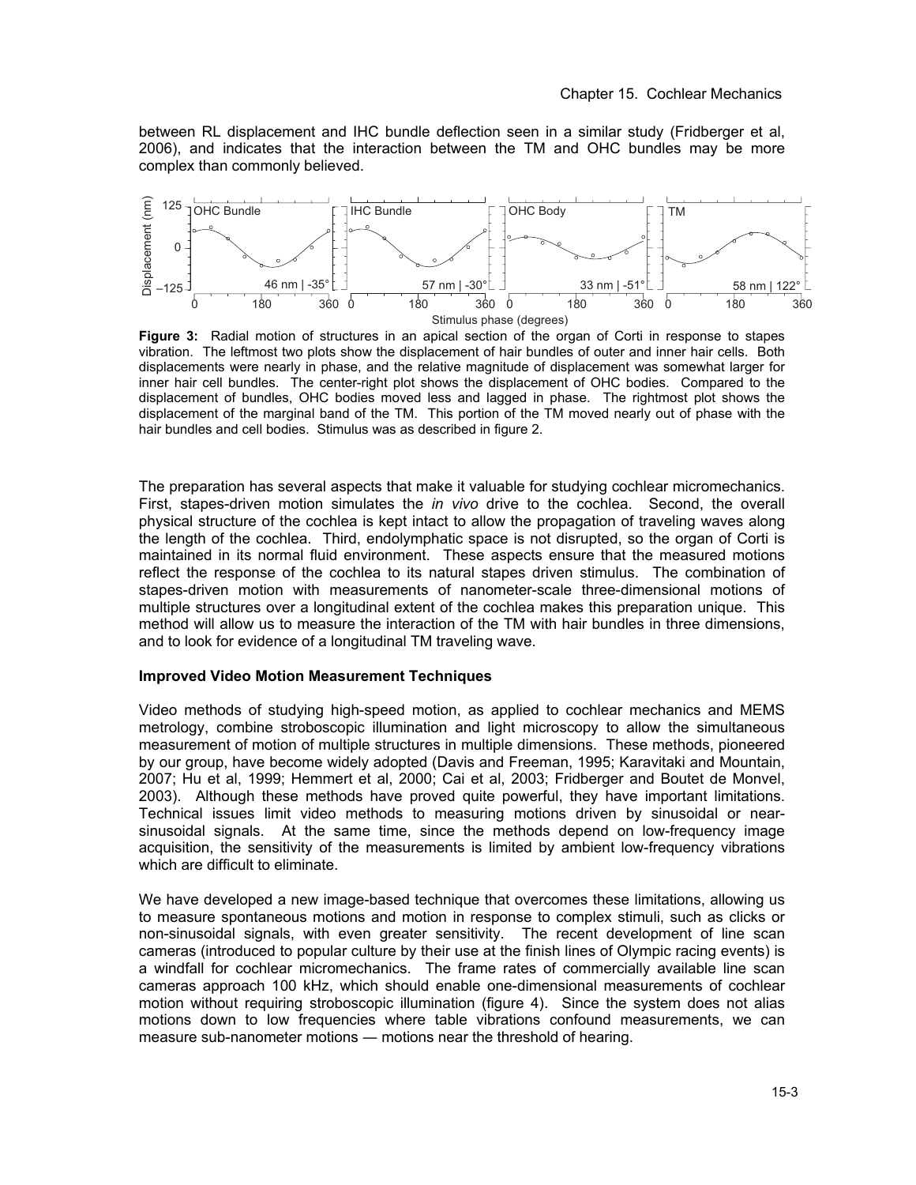between RL displacement and IHC bundle deflection seen in a similar study (Fridberger et al, 2006), and indicates that the interaction between the TM and OHC bundles may be more complex than commonly believed.

**Figure 3:** Radial motion of structures in an apical section of the organ of Corti in response to stapes vibration. The leftmost two plots show the displacement of hair bundles of outer and inner hair cells. Both displacements were nearly in phase, and the relative magnitude of displacement was somewhat larger for inner hair cell bundles. The center-right plot shows the displacement of OHC bodies. Compared to the displacement of bundles, OHC bodies moved less and lagged in phase. The rightmost plot shows the displacement of the marginal band of the TM. This portion of the TM moved nearly out of phase with the hair bundles and cell bodies. Stimulus was as described in figure 2.

The preparation has several aspects that make it valuable for studying cochlear micromechanics. First, stapes-driven motion simulates the *in vivo* drive to the cochlea. Second, the overall physical structure of the cochlea is kept intact to allow the propagation of traveling waves along the length of the cochlea. Third, endolymphatic space is not disrupted, so the organ of Corti is maintained in its normal fluid environment. These aspects ensure that the measured motions reflect the response of the cochlea to its natural stapes driven stimulus. The combination of stapes-driven motion with measurements of nanometer-scale three-dimensional motions of multiple structures over a longitudinal extent of the cochlea makes this preparation unique. This method will allow us to measure the interaction of the TM with hair bundles in three dimensions, and to look for evidence of a longitudinal TM traveling wave.

**Improved Video Motion Measurement Techniques**

Video methods of studying high-speed motion, as applied to cochlear mechanics and MEMS metrology, combine stroboscopic illumination and light microscopy to allow the simultaneous measurement of motion of multiple structures in multiple dimensions. These methods, pioneered by our group, have become widely adopted (Davis and Freeman, 1995; Karavitaki and Mountain, 2007; Hu et al, 1999; Hemmert et al, 2000; Cai et al, 2003; Fridberger and Boutet de Monvel, 2003). Although these methods have proved quite powerful, they have important limitations. Technical issues limit video methods to measuring motions driven by sinusoidal or near-sinusoidal signals. At the same time, since the methods depend on low-frequency image acquisition, the sensitivity of the measurements is limited by ambient low-frequency vibrations which are difficult to eliminate.

We have developed a new image-based technique that overcomes these limitations, allowing us to measure spontaneous motions and motion in response to complex stimuli, such as clicks or non-sinusoidal signals, with even greater sensitivity. The recent development of line scan cameras (introduced to popular culture by their use at the finish lines of Olympic racing events) is a windfall for cochlear micromechanics. The frame rates of commercially available line scan cameras approach 100 kHz, which should enable one-dimensional measurements of cochlear motion without requiring stroboscopic illumination (figure 4). Since the system does not alias motions down to low frequencies where table vibrations confound measurements, we can measure sub-nanometer motions — motions near the threshold of hearing.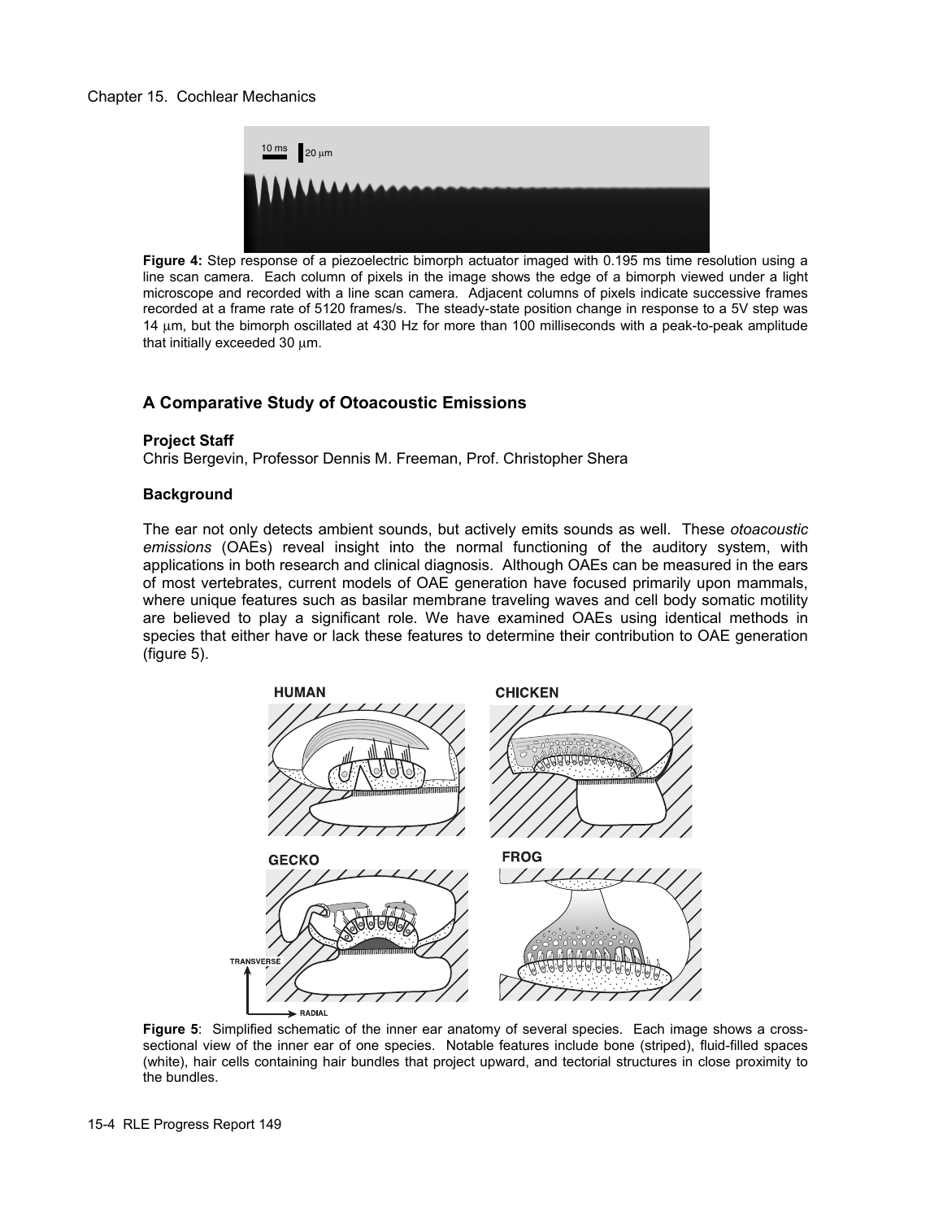Figure 4: Step response of a piezoelectric bimorph actuator imaged with 0.195 ms time resolution using a line scan camera. Each column of pixels in the image shows the edge of a bimorph viewed under a light microscope and recorded with a line scan camera. Adjacent columns of pixels indicate successive frames recorded at a frame rate of 5120 frames/s. The steady-state position change in response to a 5V step was 14 μm, but the bimorph oscillated at 430 Hz for more than 100 milliseconds with a peak-to-peak amplitude that initially exceeded 30 μm.

## A Comparative Study of Otoacoustic Emissions

### Project Staff

Chris Bergevin, Professor Dennis M. Freeman, Prof. Christopher Shera

### Background

The ear not only detects ambient sounds, but actively emits sounds as well. These *otoacoustic emissions* (OAEs) reveal insight into the normal functioning of the auditory system, with applications in both research and clinical diagnosis. Although OAEs can be measured in the ears of most vertebrates, current models of OAE generation have focused primarily upon mammals, where unique features such as basilar membrane traveling waves and cell body somatic motility are believed to play a significant role. We have examined OAEs using identical methods in species that either have or lack these features to determine their contribution to OAE generation (figure 5).

Figure 5: Simplified schematic of the inner ear anatomy of several species. Each image shows a cross-sectional view of the inner ear of one species. Notable features include bone (striped), fluid-filled spaces (white), hair cells containing hair bundles that project upward, and tectorial structures in close proximity to the bundles.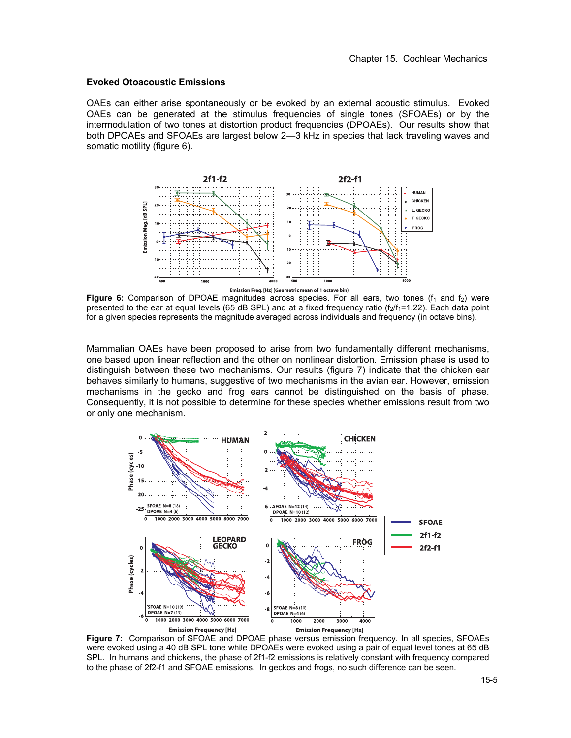### Evoked Otoacoustic Emissions

OAEs can either arise spontaneously or be evoked by an external acoustic stimulus. Evoked OAEs can be generated at the stimulus frequencies of single tones (SFOAEs) or by the intermodulation of two tones at distortion product frequencies (DPOAEs). Our results show that both DPOAEs and SFOAEs are largest below 2—3 kHz in species that lack traveling waves and somatic motility (figure 6).

**Figure 6:** Comparison of DPOAE magnitudes across species. For all ears, two tones ($f_1$ and $f_2$) were presented to the ear at equal levels (65 dB SPL) and at a fixed frequency ratio ($f_2/f_1$=1.22). Each data point for a given species represents the magnitude averaged across individuals and frequency (in octave bins).

Mammalian OAEs have been proposed to arise from two fundamentally different mechanisms, one based upon linear reflection and the other on nonlinear distortion. Emission phase is used to distinguish between these two mechanisms. Our results (figure 7) indicate that the chicken ear behaves similarly to humans, suggestive of two mechanisms in the avian ear. However, emission mechanisms in the gecko and frog ears cannot be distinguished on the basis of phase. Consequently, it is not possible to determine for these species whether emissions result from two or only one mechanism.

**Figure 7:** Comparison of SFOAE and DPOAE phase versus emission frequency. In all species, SFOAEs were evoked using a 40 dB SPL tone while DPOAEs were evoked using a pair of equal level tones at 65 dB SPL. In humans and chickens, the phase of 2f1-f2 emissions is relatively constant with frequency compared to the phase of 2f2-f1 and SFOAE emissions. In geckos and frogs, no such difference can be seen.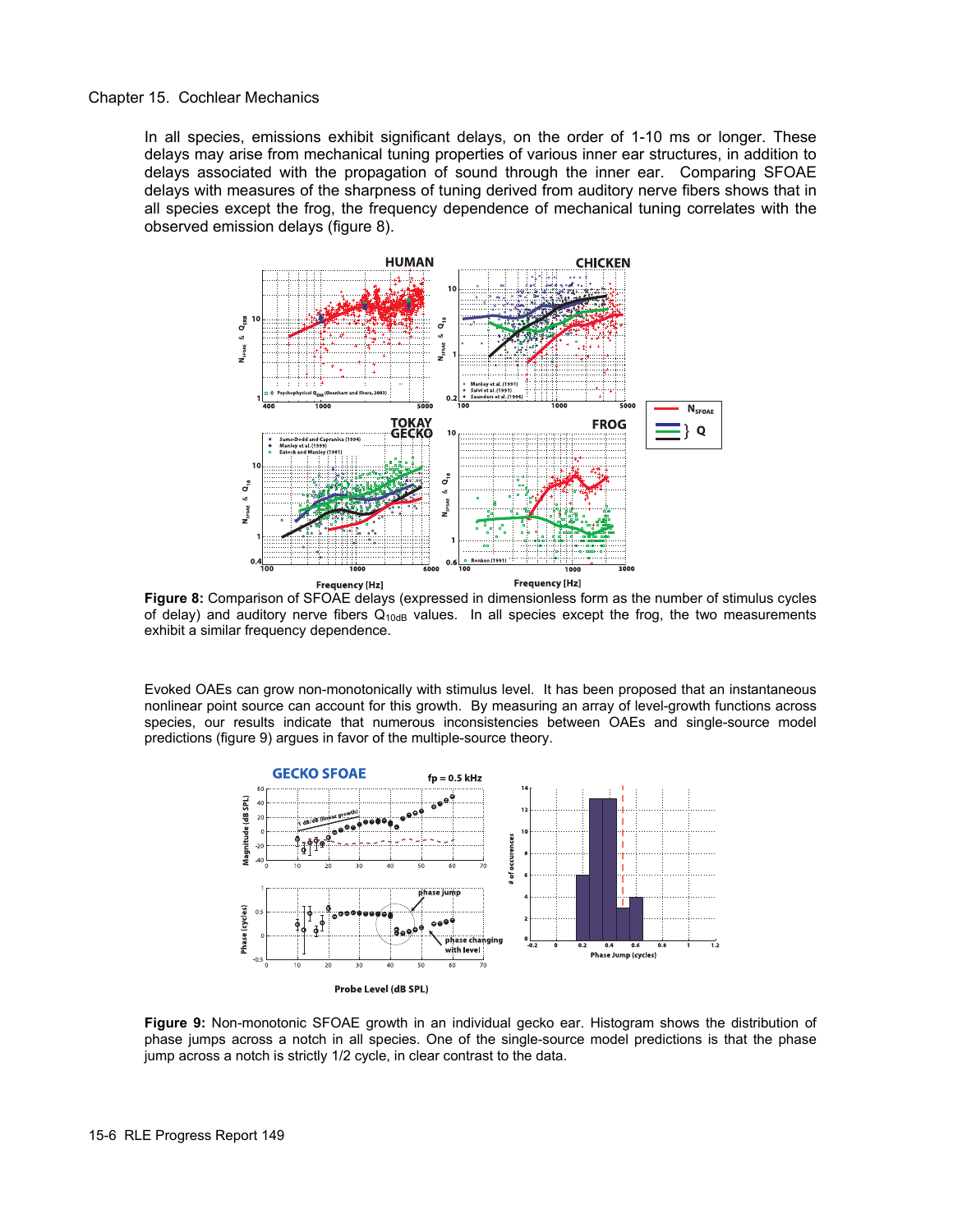In all species, emissions exhibit significant delays, on the order of 1-10 ms or longer. These delays may arise from mechanical tuning properties of various inner ear structures, in addition to delays associated with the propagation of sound through the inner ear. Comparing SFOAE delays with measures of the sharpness of tuning derived from auditory nerve fibers shows that in all species except the frog, the frequency dependence of mechanical tuning correlates with the observed emission delays (figure 8).

**Figure 8:** Comparison of SFOAE delays (expressed in dimensionless form as the number of stimulus cycles of delay) and auditory nerve fibers $Q_{10dB}$ values. In all species except the frog, the two measurements exhibit a similar frequency dependence.

Evoked OAEs can grow non-monotonically with stimulus level. It has been proposed that an instantaneous nonlinear point source can account for this growth. By measuring an array of level-growth functions across species, our results indicate that numerous inconsistencies between OAEs and single-source model predictions (figure 9) argues in favor of the multiple-source theory.

**Figure 9:** Non-monotonic SFOAE growth in an individual gecko ear. Histogram shows the distribution of phase jumps across a notch in all species. One of the single-source model predictions is that the phase jump across a notch is strictly 1/2 cycle, in clear contrast to the data.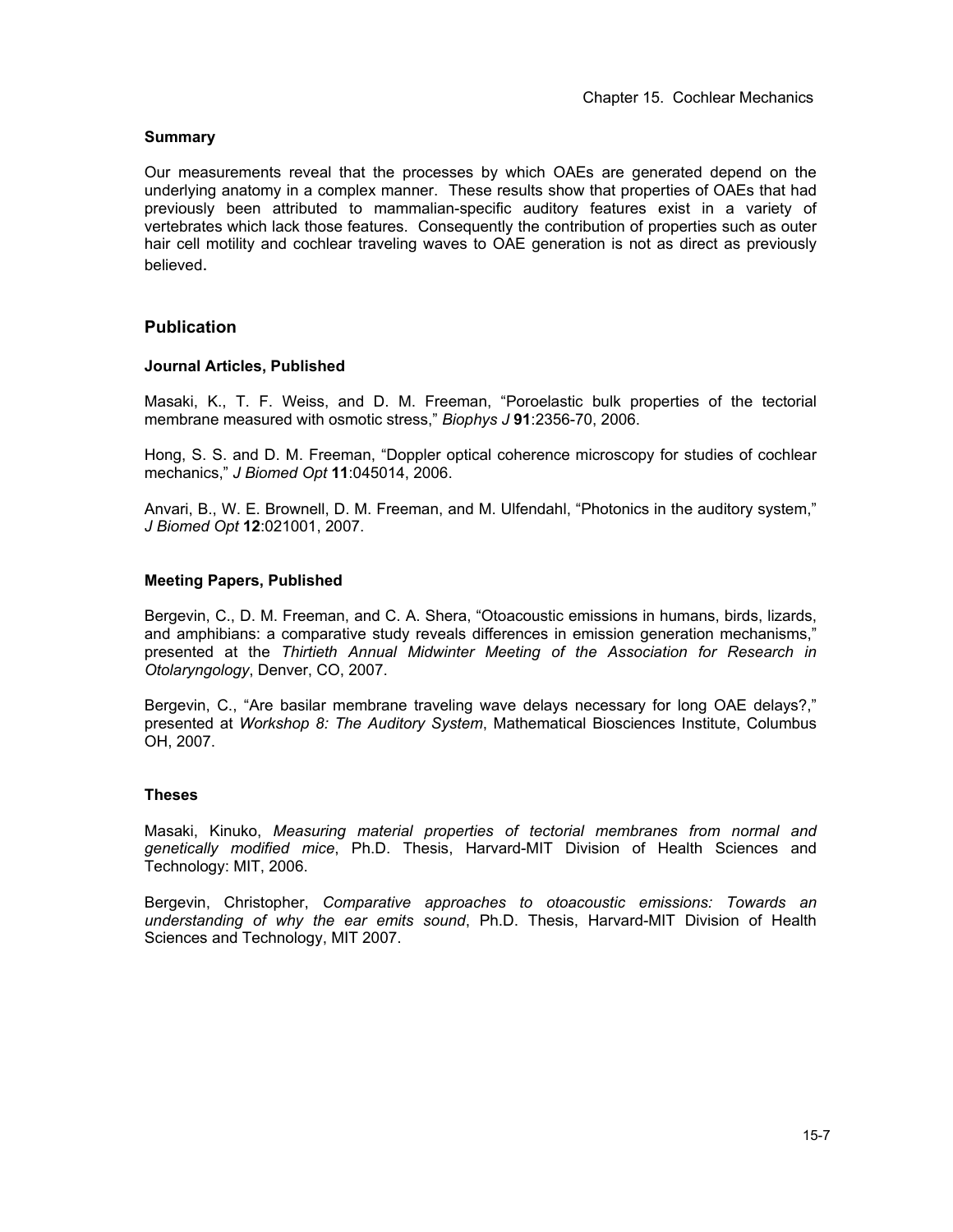### Summary

Our measurements reveal that the processes by which OAEs are generated depend on the underlying anatomy in a complex manner. These results show that properties of OAEs that had previously been attributed to mammalian-specific auditory features exist in a variety of vertebrates which lack those features. Consequently the contribution of properties such as outer hair cell motility and cochlear traveling waves to OAE generation is not as direct as previously believed.

## Publication

### Journal Articles, Published

Masaki, K., T. F. Weiss, and D. M. Freeman, "Poroelastic bulk properties of the tectorial membrane measured with osmotic stress," *Biophys J* **91**:2356-70, 2006.

Hong, S. S. and D. M. Freeman, "Doppler optical coherence microscopy for studies of cochlear mechanics," *J Biomed Opt* **11**:045014, 2006.

Anvari, B., W. E. Brownell, D. M. Freeman, and M. Ulfendahl, "Photonics in the auditory system," *J Biomed Opt* **12**:021001, 2007.

### Meeting Papers, Published

Bergevin, C., D. M. Freeman, and C. A. Shera, "Otoacoustic emissions in humans, birds, lizards, and amphibians: a comparative study reveals differences in emission generation mechanisms," presented at the *Thirtieth Annual Midwinter Meeting of the Association for Research in Otolaryngology*, Denver, CO, 2007.

Bergevin, C., "Are basilar membrane traveling wave delays necessary for long OAE delays?," presented at *Workshop 8: The Auditory System*, Mathematical Biosciences Institute, Columbus OH, 2007.

### Theses

Masaki, Kinuko, *Measuring material properties of tectorial membranes from normal and genetically modified mice*, Ph.D. Thesis, Harvard-MIT Division of Health Sciences and Technology: MIT, 2006.

Bergevin, Christopher, *Comparative approaches to otoacoustic emissions: Towards an understanding of why the ear emits sound*, Ph.D. Thesis, Harvard-MIT Division of Health Sciences and Technology, MIT 2007.